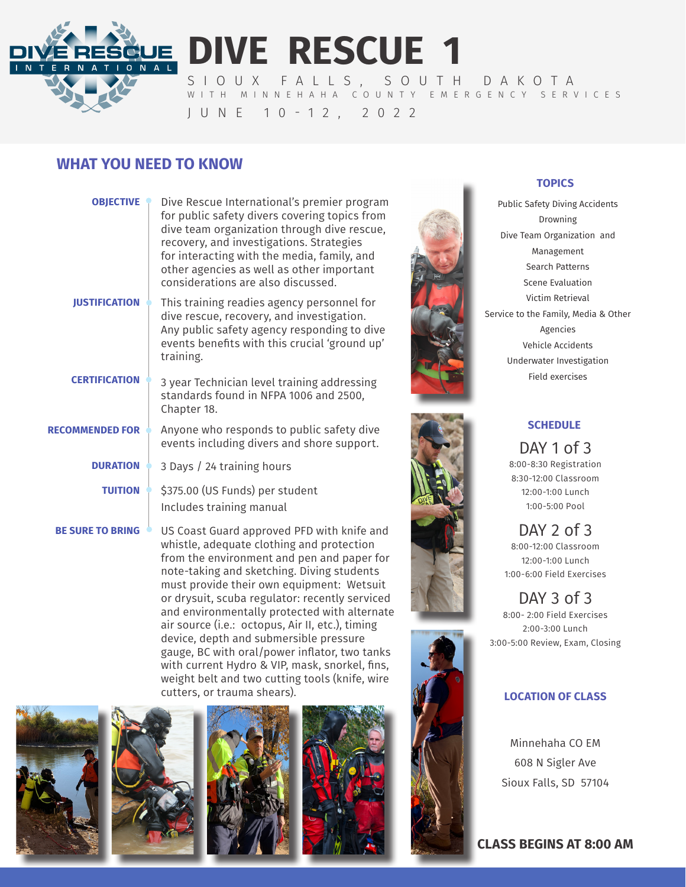# DIVE RESCUE 1

SIOUX FALLS, SOUTH DAKOTA

WITH MINNEHAHA COUNTY EMERGENCY SERVICES

JUNE 10-12, 2022

## WHAT YOU NEED TO KNOW

**OBJECTIVE**
Dive Rescue International's premier program for public safety divers covering topics from dive team organization through dive rescue, recovery, and investigations. Strategies for interacting with the media, family, and other agencies as well as other important considerations are also discussed.

**JUSTIFICATION**
This training readies agency personnel for dive rescue, recovery, and investigation. Any public safety agency responding to dive events benefits with this crucial 'ground up' training.

**CERTIFICATION**
3 year Technician level training addressing standards found in NFPA 1006 and 2500, Chapter 18.

**RECOMMENDED FOR**
Anyone who responds to public safety dive events including divers and shore support.

**DURATION**
3 Days / 24 training hours

**TUITION**
$375.00 (US Funds) per student

Includes training manual

**BE SURE TO BRING**
US Coast Guard approved PFD with knife and whistle, adequate clothing and protection from the environment and pen and paper for note-taking and sketching. Diving students must provide their own equipment: Wetsuit or drysuit, scuba regulator: recently serviced and environmentally protected with alternate air source (i.e.: octopus, Air II, etc.), timing device, depth and submersible pressure gauge, BC with oral/power inflator, two tanks with current Hydro & VIP, mask, snorkel, fins, weight belt and two cutting tools (knife, wire cutters, or trauma shears).

### TOPICS

- Public Safety Diving Accidents
- Drowning
- Dive Team Organization and Management
- Search Patterns
- Scene Evaluation
- Victim Retrieval
- Service to the Family, Media & Other Agencies
- Vehicle Accidents
- Underwater Investigation
- Field exercises

### SCHEDULE

**DAY 1 of 3**

8:00-8:30 Registration
8:30-12:00 Classroom
12:00-1:00 Lunch
1:00-5:00 Pool

**DAY 2 of 3**

8:00-12:00 Classroom
12:00-1:00 Lunch
1:00-6:00 Field Exercises

**DAY 3 of 3**

8:00- 2:00 Field Exercises
2:00-3:00 Lunch
3:00-5:00 Review, Exam, Closing

### LOCATION OF CLASS

Minnehaha CO EM
608 N Sigler Ave
Sioux Falls, SD 57104

**CLASS BEGINS AT 8:00 AM**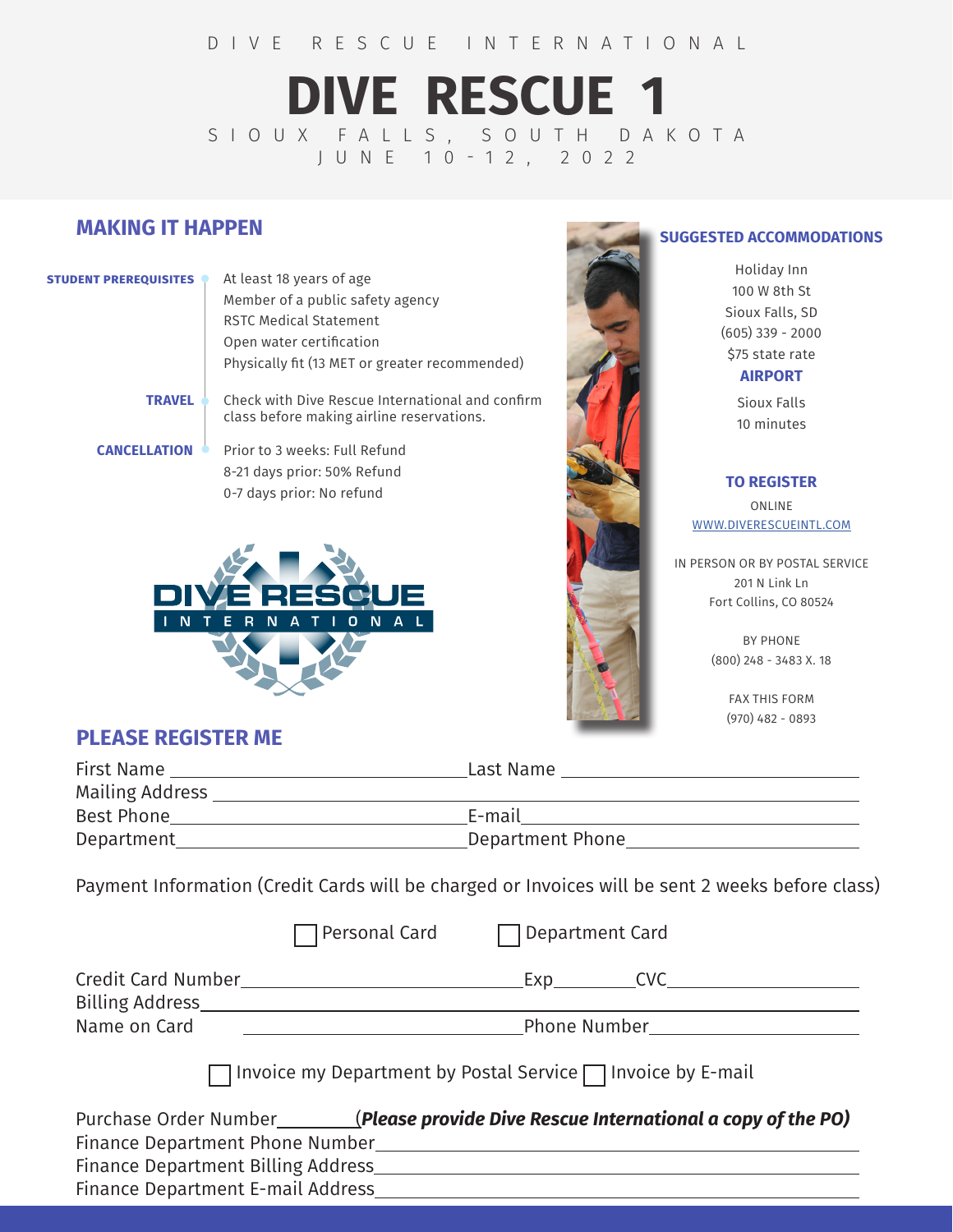DIVE RESCUE INTERNATIONAL

# DIVE RESCUE 1

SIOUX FALLS, SOUTH DAKOTA
JUNE 10-12, 2022

## MAKING IT HAPPEN

**STUDENT PREREQUISITES**

- At least 18 years of age
- Member of a public safety agency
- RSTC Medical Statement
- Open water certification
- Physically fit (13 MET or greater recommended)

**TRAVEL**

Check with Dive Rescue International and confirm class before making airline reservations.

**CANCELLATION**

Prior to 3 weeks: Full Refund
8-21 days prior: 50% Refund
0-7 days prior: No refund

DIVE RESCUE INTERNATIONAL

## SUGGESTED ACCOMMODATIONS

Holiday Inn
100 W 8th St
Sioux Falls, SD
(605) 339 - 2000
$75 state rate

**AIRPORT**

Sioux Falls
10 minutes

**TO REGISTER**

ONLINE
WWW.DIVERESCUEINTL.COM

IN PERSON OR BY POSTAL SERVICE
201 N Link Ln
Fort Collins, CO 80524

BY PHONE
(800) 248 - 3483 X. 18

FAX THIS FORM
(970) 482 - 0893

## PLEASE REGISTER ME

First Name ______________________ Last Name ______________________
Mailing Address ____________________________________________
Best Phone ______________________ E-mail ______________________
Department ______________________ Department Phone ______________________

Payment Information (Credit Cards will be charged or Invoices will be sent 2 weeks before class)

☐ Personal Card ☐ Department Card

Credit Card Number ______________________ Exp ________ CVC ____________
Billing Address ____________________________________________
Name on Card ______________________ Phone Number ______________________

☐ Invoice my Department by Postal Service ☐ Invoice by E-mail

Purchase Order Number ________ ***(Please provide Dive Rescue International a copy of the PO)***
Finance Department Phone Number ______________________
Finance Department Billing Address ______________________
Finance Department E-mail Address ______________________